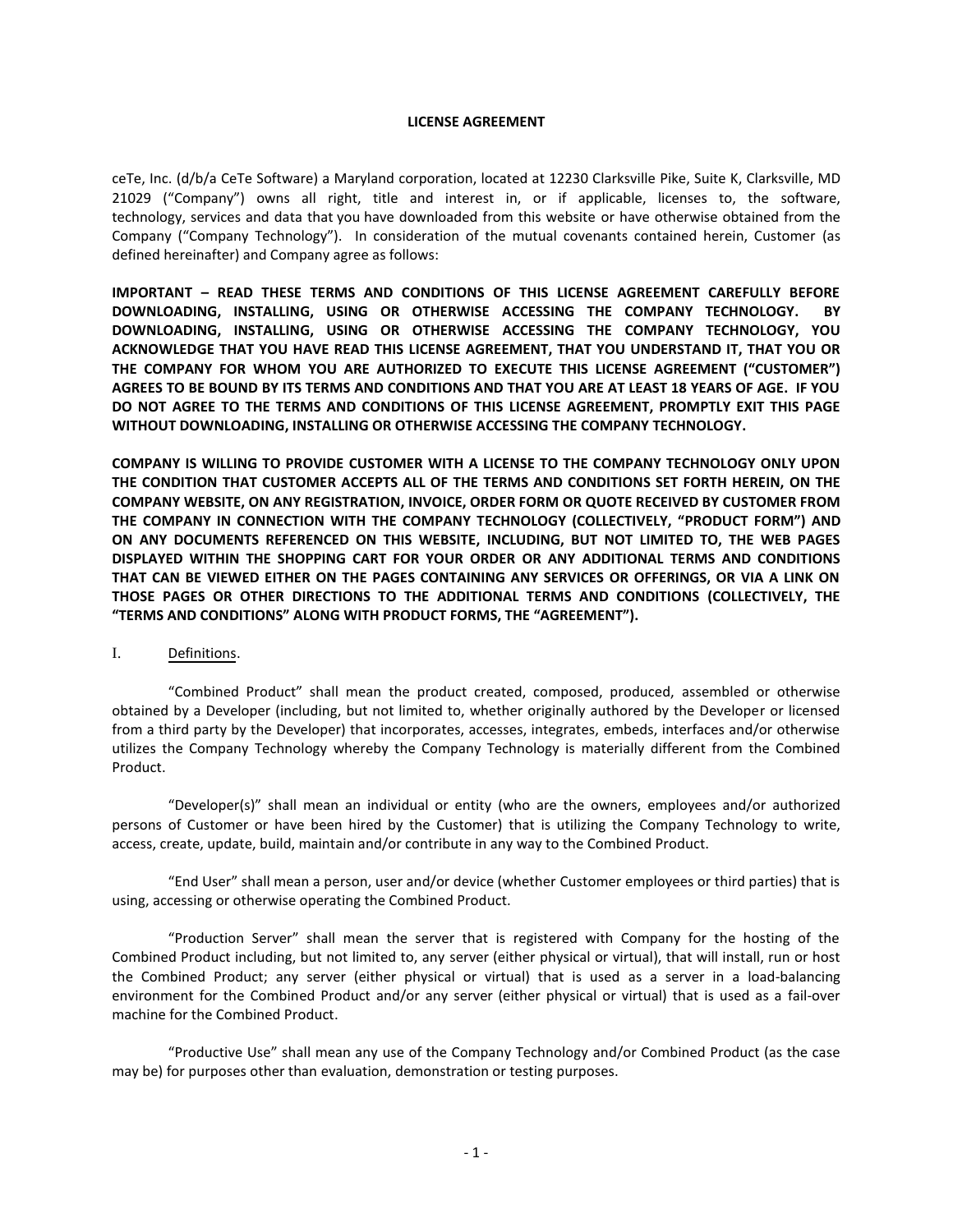# LICENSE AGREEMENT

ceTe, Inc. (d/b/a CeTe Software) a Maryland corporation, located at 12230 Clarksville Pike, Suite K, Clarksville, MD 21029 ("Company") owns all right, title and interest in, or if applicable, licenses to, the software, technology, services and data that you have downloaded from this website or have otherwise obtained from the Company ("Company Technology"). In consideration of the mutual covenants contained herein, Customer (as defined hereinafter) and Company agree as follows:

**IMPORTANT – READ THESE TERMS AND CONDITIONS OF THIS LICENSE AGREEMENT CAREFULLY BEFORE DOWNLOADING, INSTALLING, USING OR OTHERWISE ACCESSING THE COMPANY TECHNOLOGY. BY DOWNLOADING, INSTALLING, USING OR OTHERWISE ACCESSING THE COMPANY TECHNOLOGY, YOU ACKNOWLEDGE THAT YOU HAVE READ THIS LICENSE AGREEMENT, THAT YOU UNDERSTAND IT, THAT YOU OR THE COMPANY FOR WHOM YOU ARE AUTHORIZED TO EXECUTE THIS LICENSE AGREEMENT ("CUSTOMER") AGREES TO BE BOUND BY ITS TERMS AND CONDITIONS AND THAT YOU ARE AT LEAST 18 YEARS OF AGE. IF YOU DO NOT AGREE TO THE TERMS AND CONDITIONS OF THIS LICENSE AGREEMENT, PROMPTLY EXIT THIS PAGE WITHOUT DOWNLOADING, INSTALLING OR OTHERWISE ACCESSING THE COMPANY TECHNOLOGY.**

**COMPANY IS WILLING TO PROVIDE CUSTOMER WITH A LICENSE TO THE COMPANY TECHNOLOGY ONLY UPON THE CONDITION THAT CUSTOMER ACCEPTS ALL OF THE TERMS AND CONDITIONS SET FORTH HEREIN, ON THE COMPANY WEBSITE, ON ANY REGISTRATION, INVOICE, ORDER FORM OR QUOTE RECEIVED BY CUSTOMER FROM THE COMPANY IN CONNECTION WITH THE COMPANY TECHNOLOGY (COLLECTIVELY, "PRODUCT FORM") AND ON ANY DOCUMENTS REFERENCED ON THIS WEBSITE, INCLUDING, BUT NOT LIMITED TO, THE WEB PAGES DISPLAYED WITHIN THE SHOPPING CART FOR YOUR ORDER OR ANY ADDITIONAL TERMS AND CONDITIONS THAT CAN BE VIEWED EITHER ON THE PAGES CONTAINING ANY SERVICES OR OFFERINGS, OR VIA A LINK ON THOSE PAGES OR OTHER DIRECTIONS TO THE ADDITIONAL TERMS AND CONDITIONS (COLLECTIVELY, THE "TERMS AND CONDITIONS" ALONG WITH PRODUCT FORMS, THE "AGREEMENT").**

## I. Definitions.

"Combined Product" shall mean the product created, composed, produced, assembled or otherwise obtained by a Developer (including, but not limited to, whether originally authored by the Developer or licensed from a third party by the Developer) that incorporates, accesses, integrates, embeds, interfaces and/or otherwise utilizes the Company Technology whereby the Company Technology is materially different from the Combined Product.

"Developer(s)" shall mean an individual or entity (who are the owners, employees and/or authorized persons of Customer or have been hired by the Customer) that is utilizing the Company Technology to write, access, create, update, build, maintain and/or contribute in any way to the Combined Product.

"End User" shall mean a person, user and/or device (whether Customer employees or third parties) that is using, accessing or otherwise operating the Combined Product.

"Production Server" shall mean the server that is registered with Company for the hosting of the Combined Product including, but not limited to, any server (either physical or virtual), that will install, run or host the Combined Product; any server (either physical or virtual) that is used as a server in a load-balancing environment for the Combined Product and/or any server (either physical or virtual) that is used as a fail-over machine for the Combined Product.

"Productive Use" shall mean any use of the Company Technology and/or Combined Product (as the case may be) for purposes other than evaluation, demonstration or testing purposes.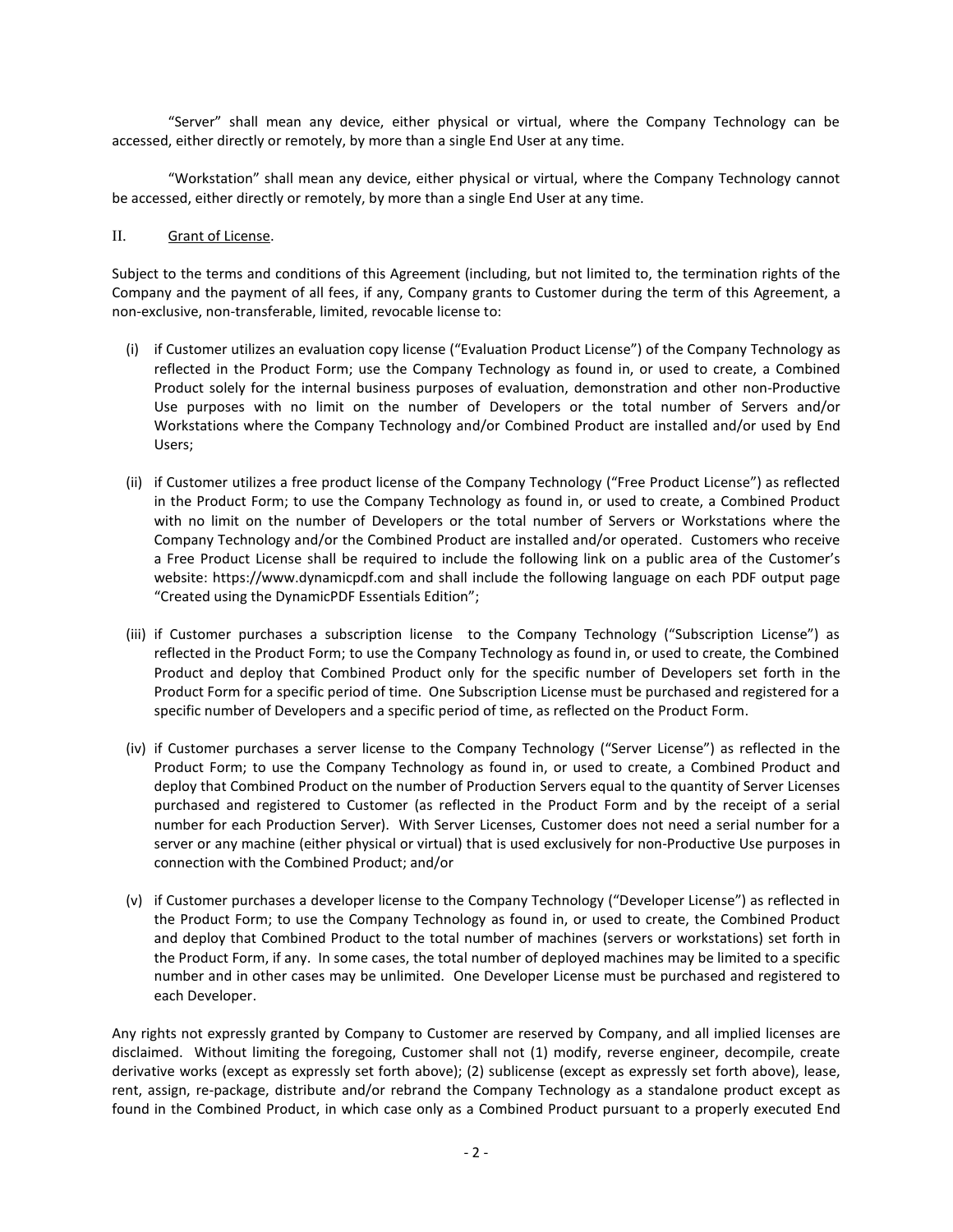"Server" shall mean any device, either physical or virtual, where the Company Technology can be accessed, either directly or remotely, by more than a single End User at any time.

"Workstation" shall mean any device, either physical or virtual, where the Company Technology cannot be accessed, either directly or remotely, by more than a single End User at any time.

## II. Grant of License.

Subject to the terms and conditions of this Agreement (including, but not limited to, the termination rights of the Company and the payment of all fees, if any, Company grants to Customer during the term of this Agreement, a non-exclusive, non-transferable, limited, revocable license to:

(i) if Customer utilizes an evaluation copy license ("Evaluation Product License") of the Company Technology as reflected in the Product Form; use the Company Technology as found in, or used to create, a Combined Product solely for the internal business purposes of evaluation, demonstration and other non-Productive Use purposes with no limit on the number of Developers or the total number of Servers and/or Workstations where the Company Technology and/or Combined Product are installed and/or used by End Users;

(ii) if Customer utilizes a free product license of the Company Technology ("Free Product License") as reflected in the Product Form; to use the Company Technology as found in, or used to create, a Combined Product with no limit on the number of Developers or the total number of Servers or Workstations where the Company Technology and/or the Combined Product are installed and/or operated. Customers who receive a Free Product License shall be required to include the following link on a public area of the Customer's website: https://www.dynamicpdf.com and shall include the following language on each PDF output page "Created using the DynamicPDF Essentials Edition";

(iii) if Customer purchases a subscription license to the Company Technology ("Subscription License") as reflected in the Product Form; to use the Company Technology as found in, or used to create, the Combined Product and deploy that Combined Product only for the specific number of Developers set forth in the Product Form for a specific period of time. One Subscription License must be purchased and registered for a specific number of Developers and a specific period of time, as reflected on the Product Form.

(iv) if Customer purchases a server license to the Company Technology ("Server License") as reflected in the Product Form; to use the Company Technology as found in, or used to create, a Combined Product and deploy that Combined Product on the number of Production Servers equal to the quantity of Server Licenses purchased and registered to Customer (as reflected in the Product Form and by the receipt of a serial number for each Production Server). With Server Licenses, Customer does not need a serial number for a server or any machine (either physical or virtual) that is used exclusively for non-Productive Use purposes in connection with the Combined Product; and/or

(v) if Customer purchases a developer license to the Company Technology ("Developer License") as reflected in the Product Form; to use the Company Technology as found in, or used to create, the Combined Product and deploy that Combined Product to the total number of machines (servers or workstations) set forth in the Product Form, if any. In some cases, the total number of deployed machines may be limited to a specific number and in other cases may be unlimited. One Developer License must be purchased and registered to each Developer.

Any rights not expressly granted by Company to Customer are reserved by Company, and all implied licenses are disclaimed. Without limiting the foregoing, Customer shall not (1) modify, reverse engineer, decompile, create derivative works (except as expressly set forth above); (2) sublicense (except as expressly set forth above), lease, rent, assign, re-package, distribute and/or rebrand the Company Technology as a standalone product except as found in the Combined Product, in which case only as a Combined Product pursuant to a properly executed End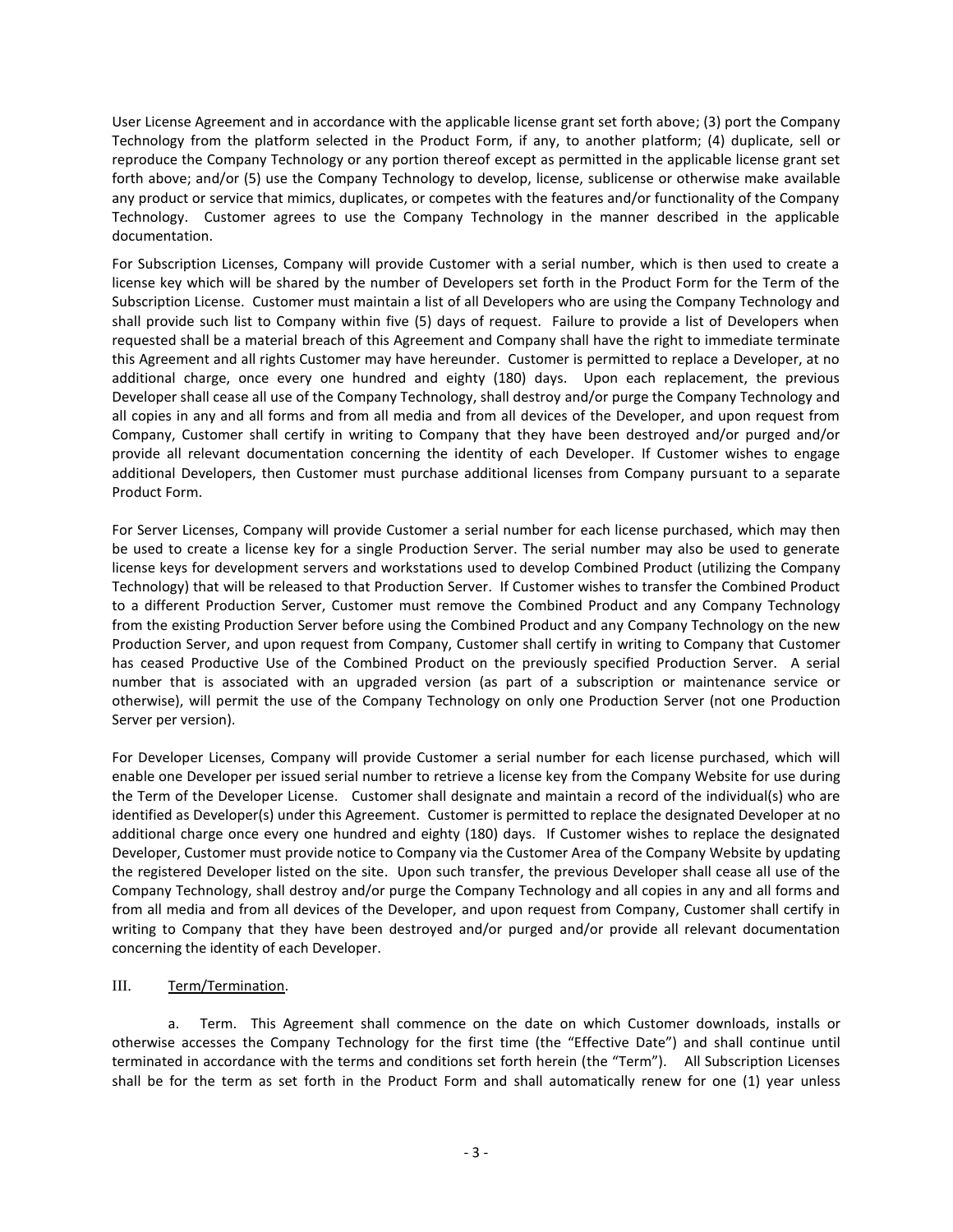User License Agreement and in accordance with the applicable license grant set forth above; (3) port the Company Technology from the platform selected in the Product Form, if any, to another platform; (4) duplicate, sell or reproduce the Company Technology or any portion thereof except as permitted in the applicable license grant set forth above; and/or (5) use the Company Technology to develop, license, sublicense or otherwise make available any product or service that mimics, duplicates, or competes with the features and/or functionality of the Company Technology. Customer agrees to use the Company Technology in the manner described in the applicable documentation.

For Subscription Licenses, Company will provide Customer with a serial number, which is then used to create a license key which will be shared by the number of Developers set forth in the Product Form for the Term of the Subscription License. Customer must maintain a list of all Developers who are using the Company Technology and shall provide such list to Company within five (5) days of request. Failure to provide a list of Developers when requested shall be a material breach of this Agreement and Company shall have the right to immediate terminate this Agreement and all rights Customer may have hereunder. Customer is permitted to replace a Developer, at no additional charge, once every one hundred and eighty (180) days. Upon each replacement, the previous Developer shall cease all use of the Company Technology, shall destroy and/or purge the Company Technology and all copies in any and all forms and from all media and from all devices of the Developer, and upon request from Company, Customer shall certify in writing to Company that they have been destroyed and/or purged and/or provide all relevant documentation concerning the identity of each Developer. If Customer wishes to engage additional Developers, then Customer must purchase additional licenses from Company pursuant to a separate Product Form.

For Server Licenses, Company will provide Customer a serial number for each license purchased, which may then be used to create a license key for a single Production Server. The serial number may also be used to generate license keys for development servers and workstations used to develop Combined Product (utilizing the Company Technology) that will be released to that Production Server. If Customer wishes to transfer the Combined Product to a different Production Server, Customer must remove the Combined Product and any Company Technology from the existing Production Server before using the Combined Product and any Company Technology on the new Production Server, and upon request from Company, Customer shall certify in writing to Company that Customer has ceased Productive Use of the Combined Product on the previously specified Production Server. A serial number that is associated with an upgraded version (as part of a subscription or maintenance service or otherwise), will permit the use of the Company Technology on only one Production Server (not one Production Server per version).

For Developer Licenses, Company will provide Customer a serial number for each license purchased, which will enable one Developer per issued serial number to retrieve a license key from the Company Website for use during the Term of the Developer License. Customer shall designate and maintain a record of the individual(s) who are identified as Developer(s) under this Agreement. Customer is permitted to replace the designated Developer at no additional charge once every one hundred and eighty (180) days. If Customer wishes to replace the designated Developer, Customer must provide notice to Company via the Customer Area of the Company Website by updating the registered Developer listed on the site. Upon such transfer, the previous Developer shall cease all use of the Company Technology, shall destroy and/or purge the Company Technology and all copies in any and all forms and from all media and from all devices of the Developer, and upon request from Company, Customer shall certify in writing to Company that they have been destroyed and/or purged and/or provide all relevant documentation concerning the identity of each Developer.

## III. Term/Termination.

a. Term. This Agreement shall commence on the date on which Customer downloads, installs or otherwise accesses the Company Technology for the first time (the "Effective Date") and shall continue until terminated in accordance with the terms and conditions set forth herein (the "Term"). All Subscription Licenses shall be for the term as set forth in the Product Form and shall automatically renew for one (1) year unless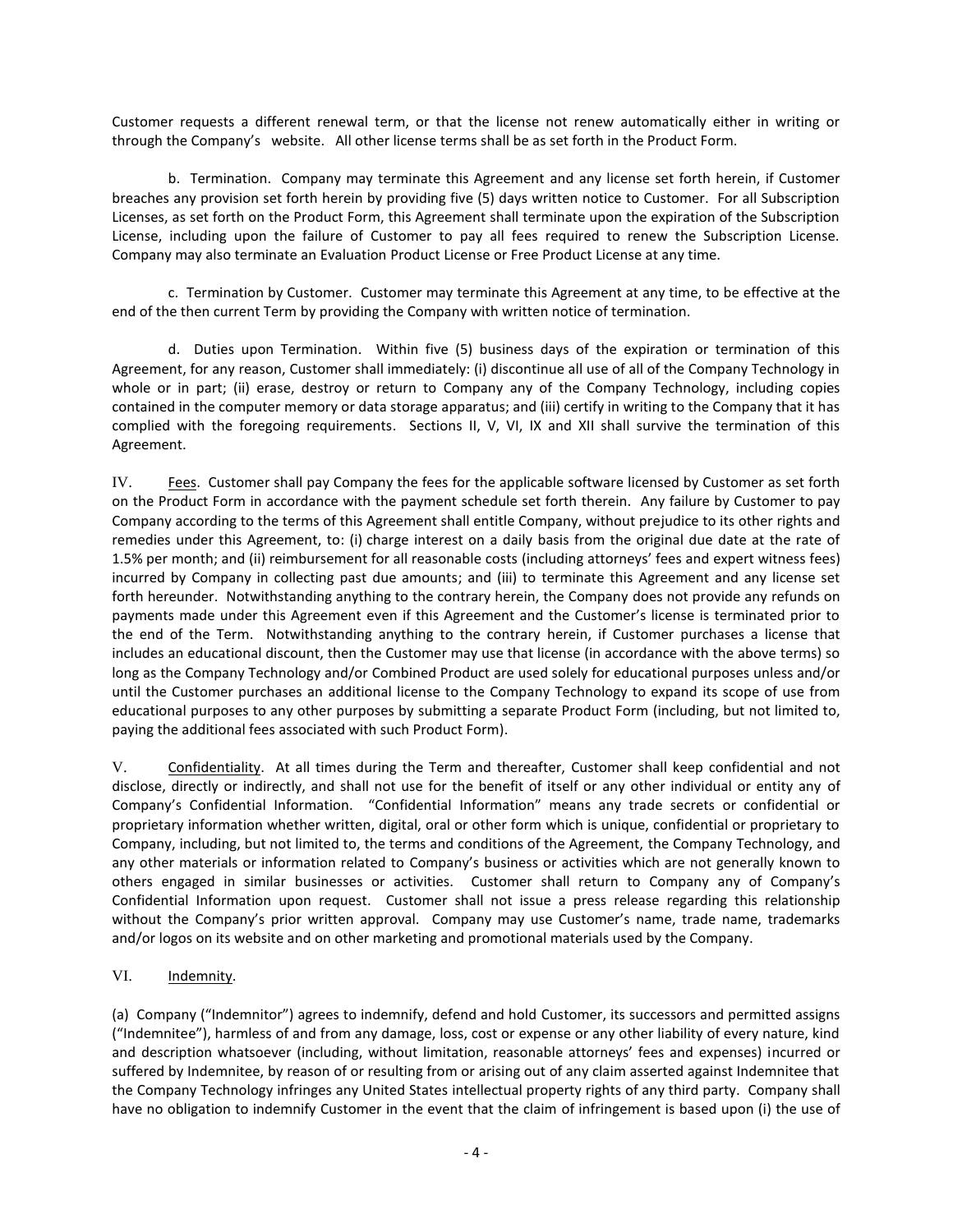Customer requests a different renewal term, or that the license not renew automatically either in writing or through the Company's website. All other license terms shall be as set forth in the Product Form.

b. Termination. Company may terminate this Agreement and any license set forth herein, if Customer breaches any provision set forth herein by providing five (5) days written notice to Customer. For all Subscription Licenses, as set forth on the Product Form, this Agreement shall terminate upon the expiration of the Subscription License, including upon the failure of Customer to pay all fees required to renew the Subscription License. Company may also terminate an Evaluation Product License or Free Product License at any time.

c. Termination by Customer. Customer may terminate this Agreement at any time, to be effective at the end of the then current Term by providing the Company with written notice of termination.

d. Duties upon Termination. Within five (5) business days of the expiration or termination of this Agreement, for any reason, Customer shall immediately: (i) discontinue all use of all of the Company Technology in whole or in part; (ii) erase, destroy or return to Company any of the Company Technology, including copies contained in the computer memory or data storage apparatus; and (iii) certify in writing to the Company that it has complied with the foregoing requirements. Sections II, V, VI, IX and XII shall survive the termination of this Agreement.

IV. Fees. Customer shall pay Company the fees for the applicable software licensed by Customer as set forth on the Product Form in accordance with the payment schedule set forth therein. Any failure by Customer to pay Company according to the terms of this Agreement shall entitle Company, without prejudice to its other rights and remedies under this Agreement, to: (i) charge interest on a daily basis from the original due date at the rate of 1.5% per month; and (ii) reimbursement for all reasonable costs (including attorneys' fees and expert witness fees) incurred by Company in collecting past due amounts; and (iii) to terminate this Agreement and any license set forth hereunder. Notwithstanding anything to the contrary herein, the Company does not provide any refunds on payments made under this Agreement even if this Agreement and the Customer's license is terminated prior to the end of the Term. Notwithstanding anything to the contrary herein, if Customer purchases a license that includes an educational discount, then the Customer may use that license (in accordance with the above terms) so long as the Company Technology and/or Combined Product are used solely for educational purposes unless and/or until the Customer purchases an additional license to the Company Technology to expand its scope of use from educational purposes to any other purposes by submitting a separate Product Form (including, but not limited to, paying the additional fees associated with such Product Form).

V. Confidentiality. At all times during the Term and thereafter, Customer shall keep confidential and not disclose, directly or indirectly, and shall not use for the benefit of itself or any other individual or entity any of Company's Confidential Information. "Confidential Information" means any trade secrets or confidential or proprietary information whether written, digital, oral or other form which is unique, confidential or proprietary to Company, including, but not limited to, the terms and conditions of the Agreement, the Company Technology, and any other materials or information related to Company's business or activities which are not generally known to others engaged in similar businesses or activities. Customer shall return to Company any of Company's Confidential Information upon request. Customer shall not issue a press release regarding this relationship without the Company's prior written approval. Company may use Customer's name, trade name, trademarks and/or logos on its website and on other marketing and promotional materials used by the Company.

VI. Indemnity.

(a) Company ("Indemnitor") agrees to indemnify, defend and hold Customer, its successors and permitted assigns ("Indemnitee"), harmless of and from any damage, loss, cost or expense or any other liability of every nature, kind and description whatsoever (including, without limitation, reasonable attorneys' fees and expenses) incurred or suffered by Indemnitee, by reason of or resulting from or arising out of any claim asserted against Indemnitee that the Company Technology infringes any United States intellectual property rights of any third party. Company shall have no obligation to indemnify Customer in the event that the claim of infringement is based upon (i) the use of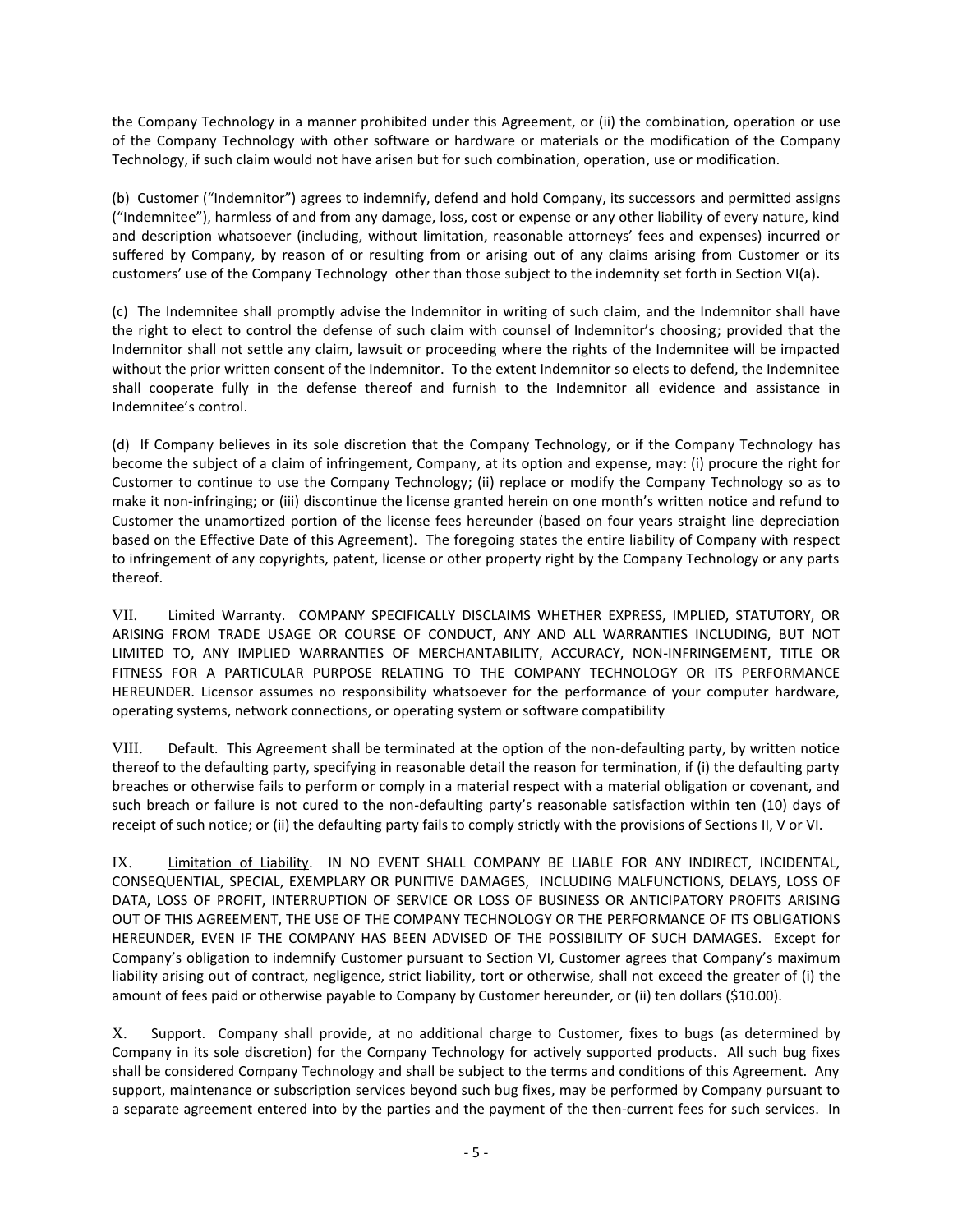the Company Technology in a manner prohibited under this Agreement, or (ii) the combination, operation or use of the Company Technology with other software or hardware or materials or the modification of the Company Technology, if such claim would not have arisen but for such combination, operation, use or modification.

(b) Customer ("Indemnitor") agrees to indemnify, defend and hold Company, its successors and permitted assigns ("Indemnitee"), harmless of and from any damage, loss, cost or expense or any other liability of every nature, kind and description whatsoever (including, without limitation, reasonable attorneys' fees and expenses) incurred or suffered by Company, by reason of or resulting from or arising out of any claims arising from Customer or its customers' use of the Company Technology other than those subject to the indemnity set forth in Section VI(a)**.**

(c) The Indemnitee shall promptly advise the Indemnitor in writing of such claim, and the Indemnitor shall have the right to elect to control the defense of such claim with counsel of Indemnitor's choosing; provided that the Indemnitor shall not settle any claim, lawsuit or proceeding where the rights of the Indemnitee will be impacted without the prior written consent of the Indemnitor. To the extent Indemnitor so elects to defend, the Indemnitee shall cooperate fully in the defense thereof and furnish to the Indemnitor all evidence and assistance in Indemnitee's control.

(d) If Company believes in its sole discretion that the Company Technology, or if the Company Technology has become the subject of a claim of infringement, Company, at its option and expense, may: (i) procure the right for Customer to continue to use the Company Technology; (ii) replace or modify the Company Technology so as to make it non-infringing; or (iii) discontinue the license granted herein on one month's written notice and refund to Customer the unamortized portion of the license fees hereunder (based on four years straight line depreciation based on the Effective Date of this Agreement). The foregoing states the entire liability of Company with respect to infringement of any copyrights, patent, license or other property right by the Company Technology or any parts thereof.

VII. Limited Warranty. COMPANY SPECIFICALLY DISCLAIMS WHETHER EXPRESS, IMPLIED, STATUTORY, OR ARISING FROM TRADE USAGE OR COURSE OF CONDUCT, ANY AND ALL WARRANTIES INCLUDING, BUT NOT LIMITED TO, ANY IMPLIED WARRANTIES OF MERCHANTABILITY, ACCURACY, NON-INFRINGEMENT, TITLE OR FITNESS FOR A PARTICULAR PURPOSE RELATING TO THE COMPANY TECHNOLOGY OR ITS PERFORMANCE HEREUNDER. Licensor assumes no responsibility whatsoever for the performance of your computer hardware, operating systems, network connections, or operating system or software compatibility

VIII. Default. This Agreement shall be terminated at the option of the non-defaulting party, by written notice thereof to the defaulting party, specifying in reasonable detail the reason for termination, if (i) the defaulting party breaches or otherwise fails to perform or comply in a material respect with a material obligation or covenant, and such breach or failure is not cured to the non-defaulting party's reasonable satisfaction within ten (10) days of receipt of such notice; or (ii) the defaulting party fails to comply strictly with the provisions of Sections II, V or VI.

IX. Limitation of Liability. IN NO EVENT SHALL COMPANY BE LIABLE FOR ANY INDIRECT, INCIDENTAL, CONSEQUENTIAL, SPECIAL, EXEMPLARY OR PUNITIVE DAMAGES, INCLUDING MALFUNCTIONS, DELAYS, LOSS OF DATA, LOSS OF PROFIT, INTERRUPTION OF SERVICE OR LOSS OF BUSINESS OR ANTICIPATORY PROFITS ARISING OUT OF THIS AGREEMENT, THE USE OF THE COMPANY TECHNOLOGY OR THE PERFORMANCE OF ITS OBLIGATIONS HEREUNDER, EVEN IF THE COMPANY HAS BEEN ADVISED OF THE POSSIBILITY OF SUCH DAMAGES. Except for Company's obligation to indemnify Customer pursuant to Section VI, Customer agrees that Company's maximum liability arising out of contract, negligence, strict liability, tort or otherwise, shall not exceed the greater of (i) the amount of fees paid or otherwise payable to Company by Customer hereunder, or (ii) ten dollars ($10.00).

X. Support. Company shall provide, at no additional charge to Customer, fixes to bugs (as determined by Company in its sole discretion) for the Company Technology for actively supported products. All such bug fixes shall be considered Company Technology and shall be subject to the terms and conditions of this Agreement. Any support, maintenance or subscription services beyond such bug fixes, may be performed by Company pursuant to a separate agreement entered into by the parties and the payment of the then-current fees for such services. In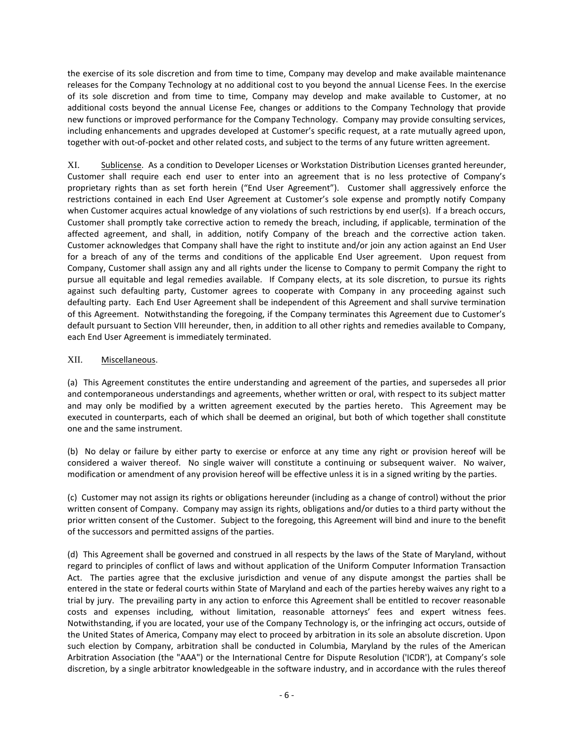the exercise of its sole discretion and from time to time, Company may develop and make available maintenance releases for the Company Technology at no additional cost to you beyond the annual License Fees. In the exercise of its sole discretion and from time to time, Company may develop and make available to Customer, at no additional costs beyond the annual License Fee, changes or additions to the Company Technology that provide new functions or improved performance for the Company Technology. Company may provide consulting services, including enhancements and upgrades developed at Customer's specific request, at a rate mutually agreed upon, together with out-of-pocket and other related costs, and subject to the terms of any future written agreement.

XI. Sublicense. As a condition to Developer Licenses or Workstation Distribution Licenses granted hereunder, Customer shall require each end user to enter into an agreement that is no less protective of Company's proprietary rights than as set forth herein ("End User Agreement"). Customer shall aggressively enforce the restrictions contained in each End User Agreement at Customer's sole expense and promptly notify Company when Customer acquires actual knowledge of any violations of such restrictions by end user(s). If a breach occurs, Customer shall promptly take corrective action to remedy the breach, including, if applicable, termination of the affected agreement, and shall, in addition, notify Company of the breach and the corrective action taken. Customer acknowledges that Company shall have the right to institute and/or join any action against an End User for a breach of any of the terms and conditions of the applicable End User agreement. Upon request from Company, Customer shall assign any and all rights under the license to Company to permit Company the right to pursue all equitable and legal remedies available. If Company elects, at its sole discretion, to pursue its rights against such defaulting party, Customer agrees to cooperate with Company in any proceeding against such defaulting party. Each End User Agreement shall be independent of this Agreement and shall survive termination of this Agreement. Notwithstanding the foregoing, if the Company terminates this Agreement due to Customer's default pursuant to Section VIII hereunder, then, in addition to all other rights and remedies available to Company, each End User Agreement is immediately terminated.

XII. Miscellaneous.

(a) This Agreement constitutes the entire understanding and agreement of the parties, and supersedes all prior and contemporaneous understandings and agreements, whether written or oral, with respect to its subject matter and may only be modified by a written agreement executed by the parties hereto. This Agreement may be executed in counterparts, each of which shall be deemed an original, but both of which together shall constitute one and the same instrument.

(b) No delay or failure by either party to exercise or enforce at any time any right or provision hereof will be considered a waiver thereof. No single waiver will constitute a continuing or subsequent waiver. No waiver, modification or amendment of any provision hereof will be effective unless it is in a signed writing by the parties.

(c) Customer may not assign its rights or obligations hereunder (including as a change of control) without the prior written consent of Company. Company may assign its rights, obligations and/or duties to a third party without the prior written consent of the Customer. Subject to the foregoing, this Agreement will bind and inure to the benefit of the successors and permitted assigns of the parties.

(d) This Agreement shall be governed and construed in all respects by the laws of the State of Maryland, without regard to principles of conflict of laws and without application of the Uniform Computer Information Transaction Act. The parties agree that the exclusive jurisdiction and venue of any dispute amongst the parties shall be entered in the state or federal courts within State of Maryland and each of the parties hereby waives any right to a trial by jury. The prevailing party in any action to enforce this Agreement shall be entitled to recover reasonable costs and expenses including, without limitation, reasonable attorneys' fees and expert witness fees. Notwithstanding, if you are located, your use of the Company Technology is, or the infringing act occurs, outside of the United States of America, Company may elect to proceed by arbitration in its sole an absolute discretion. Upon such election by Company, arbitration shall be conducted in Columbia, Maryland by the rules of the American Arbitration Association (the "AAA") or the International Centre for Dispute Resolution ('ICDR'), at Company's sole discretion, by a single arbitrator knowledgeable in the software industry, and in accordance with the rules thereof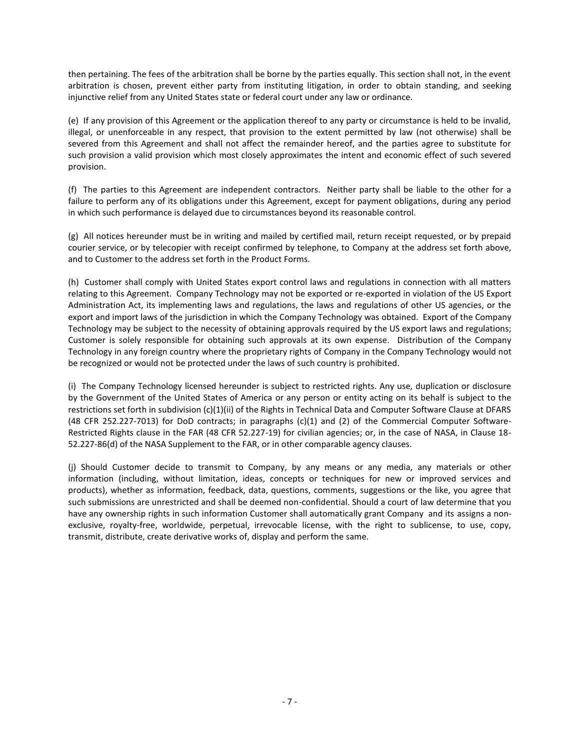then pertaining. The fees of the arbitration shall be borne by the parties equally. This section shall not, in the event arbitration is chosen, prevent either party from instituting litigation, in order to obtain standing, and seeking injunctive relief from any United States state or federal court under any law or ordinance.

(e) If any provision of this Agreement or the application thereof to any party or circumstance is held to be invalid, illegal, or unenforceable in any respect, that provision to the extent permitted by law (not otherwise) shall be severed from this Agreement and shall not affect the remainder hereof, and the parties agree to substitute for such provision a valid provision which most closely approximates the intent and economic effect of such severed provision.

(f) The parties to this Agreement are independent contractors. Neither party shall be liable to the other for a failure to perform any of its obligations under this Agreement, except for payment obligations, during any period in which such performance is delayed due to circumstances beyond its reasonable control.

(g) All notices hereunder must be in writing and mailed by certified mail, return receipt requested, or by prepaid courier service, or by telecopier with receipt confirmed by telephone, to Company at the address set forth above, and to Customer to the address set forth in the Product Forms.

(h) Customer shall comply with United States export control laws and regulations in connection with all matters relating to this Agreement. Company Technology may not be exported or re-exported in violation of the US Export Administration Act, its implementing laws and regulations, the laws and regulations of other US agencies, or the export and import laws of the jurisdiction in which the Company Technology was obtained. Export of the Company Technology may be subject to the necessity of obtaining approvals required by the US export laws and regulations; Customer is solely responsible for obtaining such approvals at its own expense. Distribution of the Company Technology in any foreign country where the proprietary rights of Company in the Company Technology would not be recognized or would not be protected under the laws of such country is prohibited.

(i) The Company Technology licensed hereunder is subject to restricted rights. Any use, duplication or disclosure by the Government of the United States of America or any person or entity acting on its behalf is subject to the restrictions set forth in subdivision (c)(1)(ii) of the Rights in Technical Data and Computer Software Clause at DFARS (48 CFR 252.227-7013) for DoD contracts; in paragraphs (c)(1) and (2) of the Commercial Computer Software-Restricted Rights clause in the FAR (48 CFR 52.227-19) for civilian agencies; or, in the case of NASA, in Clause 18-52.227-86(d) of the NASA Supplement to the FAR, or in other comparable agency clauses.

(j) Should Customer decide to transmit to Company, by any means or any media, any materials or other information (including, without limitation, ideas, concepts or techniques for new or improved services and products), whether as information, feedback, data, questions, comments, suggestions or the like, you agree that such submissions are unrestricted and shall be deemed non-confidential. Should a court of law determine that you have any ownership rights in such information Customer shall automatically grant Company and its assigns a non-exclusive, royalty-free, worldwide, perpetual, irrevocable license, with the right to sublicense, to use, copy, transmit, distribute, create derivative works of, display and perform the same.